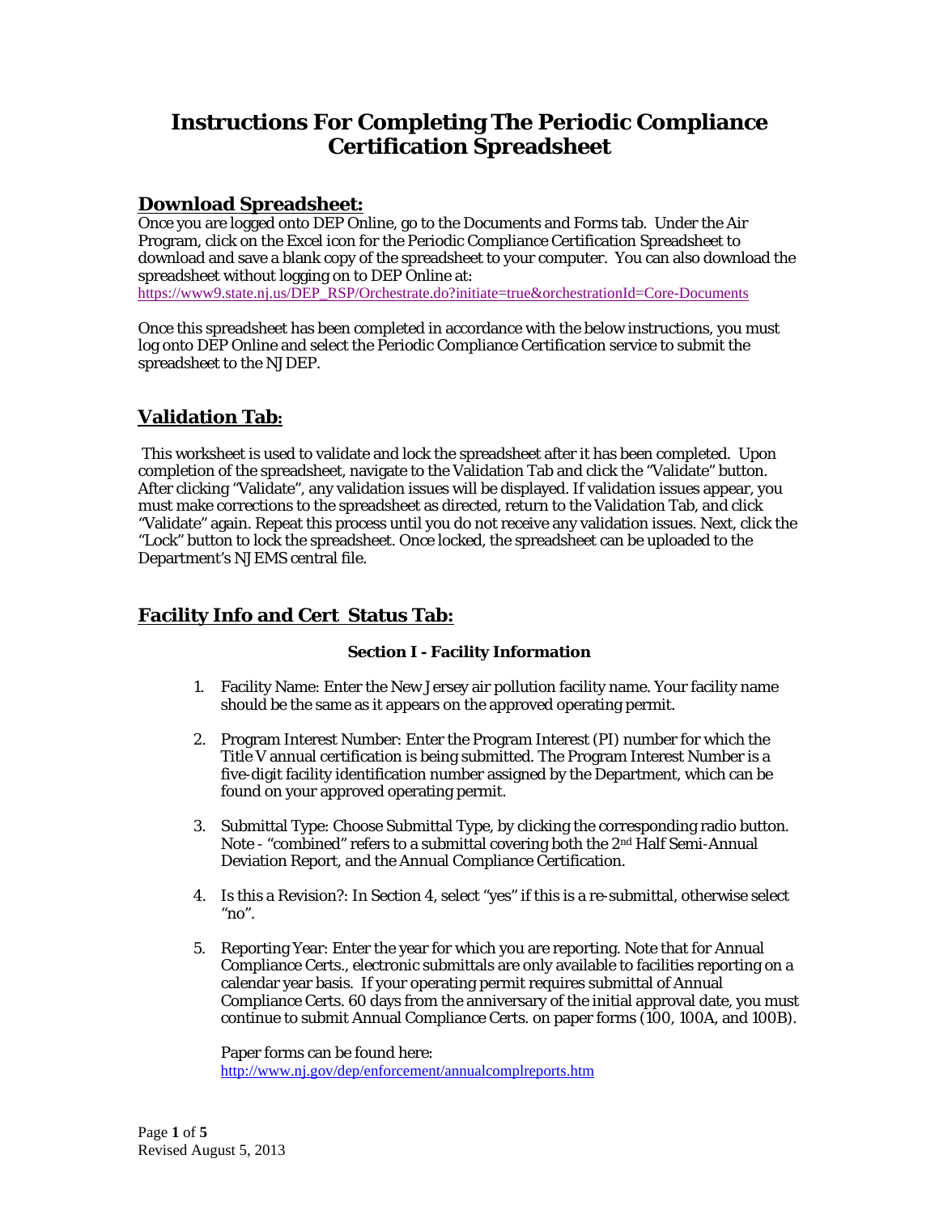# Instructions For Completing The Periodic Compliance Certification Spreadsheet

## Download Spreadsheet:

Once you are logged onto DEP Online, go to the Documents and Forms tab. Under the Air Program, click on the Excel icon for the Periodic Compliance Certification Spreadsheet to download and save a blank copy of the spreadsheet to your computer. You can also download the spreadsheet without logging on to DEP Online at:
https://www9.state.nj.us/DEP_RSP/Orchestrate.do?initiate=true&orchestrationId=Core-Documents

Once this spreadsheet has been completed in accordance with the below instructions, you must log onto DEP Online and select the Periodic Compliance Certification service to submit the spreadsheet to the NJDEP.

## Validation Tab:

This worksheet is used to validate and lock the spreadsheet after it has been completed. Upon completion of the spreadsheet, navigate to the Validation Tab and click the "Validate" button. After clicking "Validate", any validation issues will be displayed. If validation issues appear, you must make corrections to the spreadsheet as directed, return to the Validation Tab, and click "Validate" again. Repeat this process until you do not receive any validation issues. Next, click the "Lock" button to lock the spreadsheet. Once locked, the spreadsheet can be uploaded to the Department's NJEMS central file.

## Facility Info and Cert Status Tab:

### Section I - Facility Information

1. Facility Name: Enter the New Jersey air pollution facility name. Your facility name should be the same as it appears on the approved operating permit.

2. Program Interest Number: Enter the Program Interest (PI) number for which the Title V annual certification is being submitted. The Program Interest Number is a five-digit facility identification number assigned by the Department, which can be found on your approved operating permit.

3. Submittal Type: Choose Submittal Type, by clicking the corresponding radio button. Note - "combined" refers to a submittal covering both the 2nd Half Semi-Annual Deviation Report, and the Annual Compliance Certification.

4. Is this a Revision?: In Section 4, select "yes" if this is a re-submittal, otherwise select "no".

5. Reporting Year: Enter the year for which you are reporting. Note that for Annual Compliance Certs., electronic submittals are only available to facilities reporting on a calendar year basis. If your operating permit requires submittal of Annual Compliance Certs. 60 days from the anniversary of the initial approval date, you must continue to submit Annual Compliance Certs. on paper forms (100, 100A, and 100B).

   Paper forms can be found here:
   http://www.nj.gov/dep/enforcement/annualcomplreports.htm

Revised August 5, 2013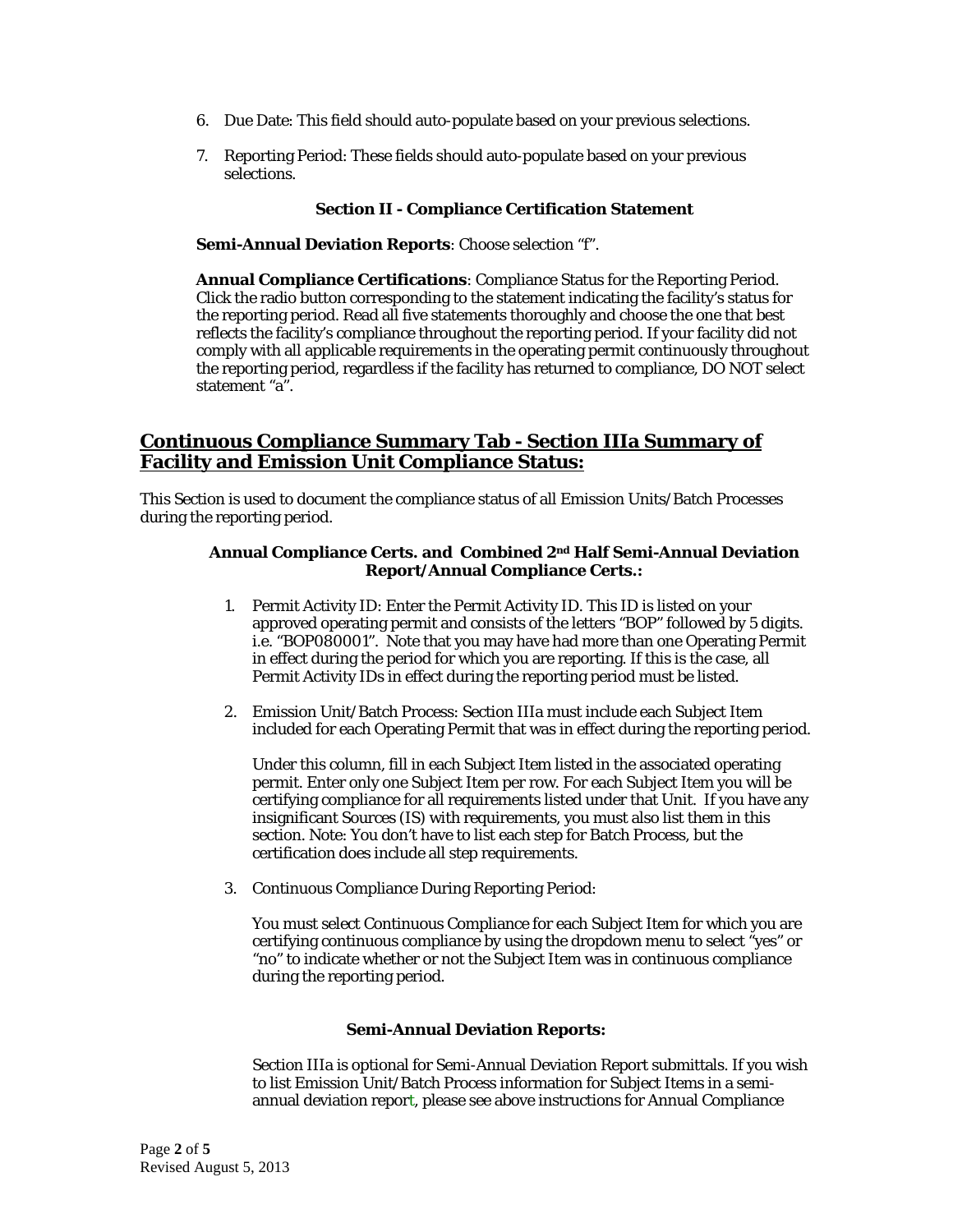6. Due Date: This field should auto-populate based on your previous selections.

7. Reporting Period: These fields should auto-populate based on your previous selections.

**Section II - Compliance Certification Statement**

**Semi-Annual Deviation Reports**: Choose selection "f".

**Annual Compliance Certifications**: Compliance Status for the Reporting Period. Click the radio button corresponding to the statement indicating the facility's status for the reporting period. Read all five statements thoroughly and choose the one that best reflects the facility's compliance throughout the reporting period. If your facility did not comply with all applicable requirements in the operating permit continuously throughout the reporting period, regardless if the facility has returned to compliance, DO NOT select statement "a".

## Continuous Compliance Summary Tab - Section IIIa Summary of Facility and Emission Unit Compliance Status:

This Section is used to document the compliance status of all Emission Units/Batch Processes during the reporting period.

**Annual Compliance Certs. and Combined 2nd Half Semi-Annual Deviation Report/Annual Compliance Certs.:**

1. Permit Activity ID: Enter the Permit Activity ID. This ID is listed on your approved operating permit and consists of the letters "BOP" followed by 5 digits. i.e. "BOP080001". Note that you may have had more than one Operating Permit in effect during the period for which you are reporting. If this is the case, all Permit Activity IDs in effect during the reporting period must be listed.

2. Emission Unit/Batch Process: Section IIIa must include each Subject Item included for each Operating Permit that was in effect during the reporting period.

   Under this column, fill in each Subject Item listed in the associated operating permit. Enter only one Subject Item per row. For each Subject Item you will be certifying compliance for all requirements listed under that Unit. If you have any insignificant Sources (IS) with requirements, you must also list them in this section. Note: You don't have to list each step for Batch Process, but the certification does include all step requirements.

3. Continuous Compliance During Reporting Period:

   You must select Continuous Compliance for each Subject Item for which you are certifying continuous compliance by using the dropdown menu to select "yes" or "no" to indicate whether or not the Subject Item was in continuous compliance during the reporting period.

**Semi-Annual Deviation Reports:**

Section IIIa is optional for Semi-Annual Deviation Report submittals. If you wish to list Emission Unit/Batch Process information for Subject Items in a semi-annual deviation report, please see above instructions for Annual Compliance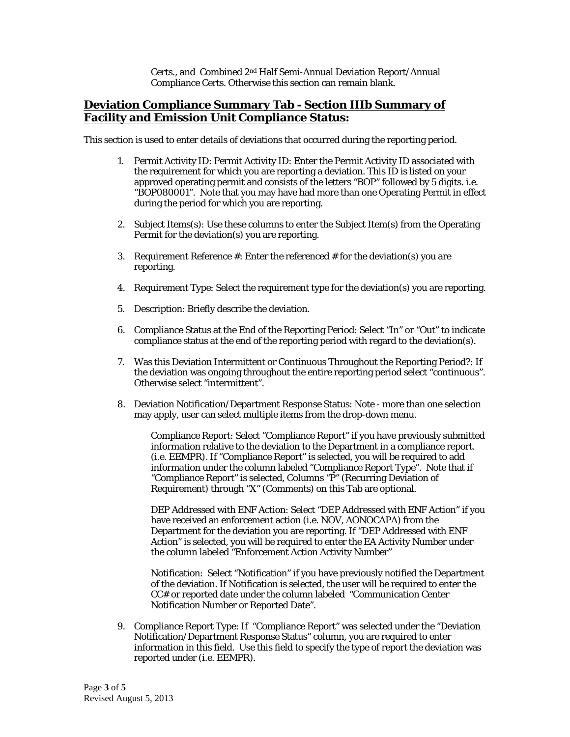Certs., and Combined 2nd Half Semi-Annual Deviation Report/Annual Compliance Certs. Otherwise this section can remain blank.

## Deviation Compliance Summary Tab - Section IIIb Summary of Facility and Emission Unit Compliance Status:

This section is used to enter details of deviations that occurred during the reporting period.

1. Permit Activity ID: Permit Activity ID: Enter the Permit Activity ID associated with the requirement for which you are reporting a deviation. This ID is listed on your approved operating permit and consists of the letters "BOP" followed by 5 digits. i.e. "BOP080001". Note that you may have had more than one Operating Permit in effect during the period for which you are reporting.

2. Subject Items(s): Use these columns to enter the Subject Item(s) from the Operating Permit for the deviation(s) you are reporting.

3. Requirement Reference #: Enter the referenced # for the deviation(s) you are reporting.

4. Requirement Type: Select the requirement type for the deviation(s) you are reporting.

5. Description: Briefly describe the deviation.

6. Compliance Status at the End of the Reporting Period: Select "In" or "Out" to indicate compliance status at the end of the reporting period with regard to the deviation(s).

7. Was this Deviation Intermittent or Continuous Throughout the Reporting Period?: If the deviation was ongoing throughout the entire reporting period select "continuous". Otherwise select "intermittent".

8. Deviation Notification/Department Response Status: Note - more than one selection may apply, user can select multiple items from the drop-down menu.

   Compliance Report: Select "Compliance Report" if you have previously submitted information relative to the deviation to the Department in a compliance report. (i.e. EEMPR). If "Compliance Report" is selected, you will be required to add information under the column labeled "Compliance Report Type". Note that if "Compliance Report" is selected, Columns "P" (Recurring Deviation of Requirement) through "X" (Comments) on this Tab are optional.

   DEP Addressed with ENF Action: Select "DEP Addressed with ENF Action" if you have received an enforcement action (i.e. NOV, AONOCAPA) from the Department for the deviation you are reporting. If "DEP Addressed with ENF Action" is selected, you will be required to enter the EA Activity Number under the column labeled "Enforcement Action Activity Number"

   Notification: Select "Notification" if you have previously notified the Department of the deviation. If Notification is selected, the user will be required to enter the CC# or reported date under the column labeled "Communication Center Notification Number or Reported Date".

9. Compliance Report Type: If "Compliance Report" was selected under the "Deviation Notification/Department Response Status" column, you are required to enter information in this field. Use this field to specify the type of report the deviation was reported under (i.e. EEMPR).

Revised August 5, 2013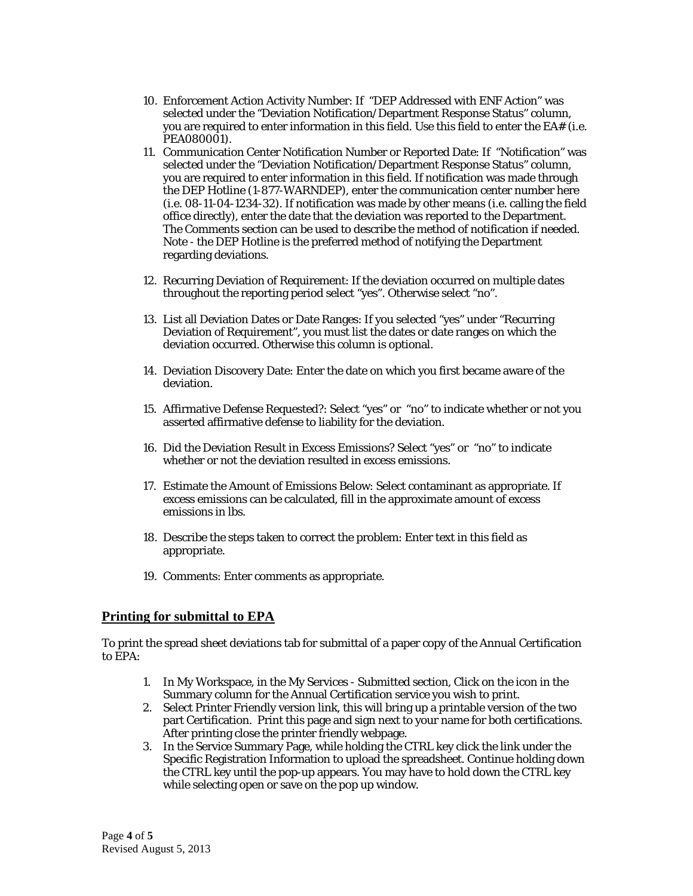10. Enforcement Action Activity Number: If "DEP Addressed with ENF Action" was selected under the "Deviation Notification/Department Response Status" column, you are required to enter information in this field. Use this field to enter the EA# (i.e. PEA080001).
11. Communication Center Notification Number or Reported Date: If "Notification" was selected under the "Deviation Notification/Department Response Status" column, you are required to enter information in this field. If notification was made through the DEP Hotline (1-877-WARNDEP), enter the communication center number here (i.e. 08-11-04-1234-32). If notification was made by other means (i.e. calling the field office directly), enter the date that the deviation was reported to the Department. The Comments section can be used to describe the method of notification if needed. Note - the DEP Hotline is the preferred method of notifying the Department regarding deviations.
12. Recurring Deviation of Requirement: If the deviation occurred on multiple dates throughout the reporting period select "yes". Otherwise select "no".
13. List all Deviation Dates or Date Ranges: If you selected "yes" under "Recurring Deviation of Requirement", you must list the dates or date ranges on which the deviation occurred. Otherwise this column is optional.
14. Deviation Discovery Date: Enter the date on which you first became aware of the deviation.
15. Affirmative Defense Requested?: Select "yes" or "no" to indicate whether or not you asserted affirmative defense to liability for the deviation.
16. Did the Deviation Result in Excess Emissions? Select "yes" or "no" to indicate whether or not the deviation resulted in excess emissions.
17. Estimate the Amount of Emissions Below: Select contaminant as appropriate. If excess emissions can be calculated, fill in the approximate amount of excess emissions in lbs.
18. Describe the steps taken to correct the problem: Enter text in this field as appropriate.
19. Comments: Enter comments as appropriate.

## Printing for submittal to EPA

To print the spread sheet deviations tab for submittal of a paper copy of the Annual Certification to EPA:

1. In My Workspace, in the My Services - Submitted section, Click on the icon in the Summary column for the Annual Certification service you wish to print.
2. Select Printer Friendly version link, this will bring up a printable version of the two part Certification. Print this page and sign next to your name for both certifications. After printing close the printer friendly webpage.
3. In the Service Summary Page, while holding the CTRL key click the link under the Specific Registration Information to upload the spreadsheet. Continue holding down the CTRL key until the pop-up appears. You may have to hold down the CTRL key while selecting open or save on the pop up window.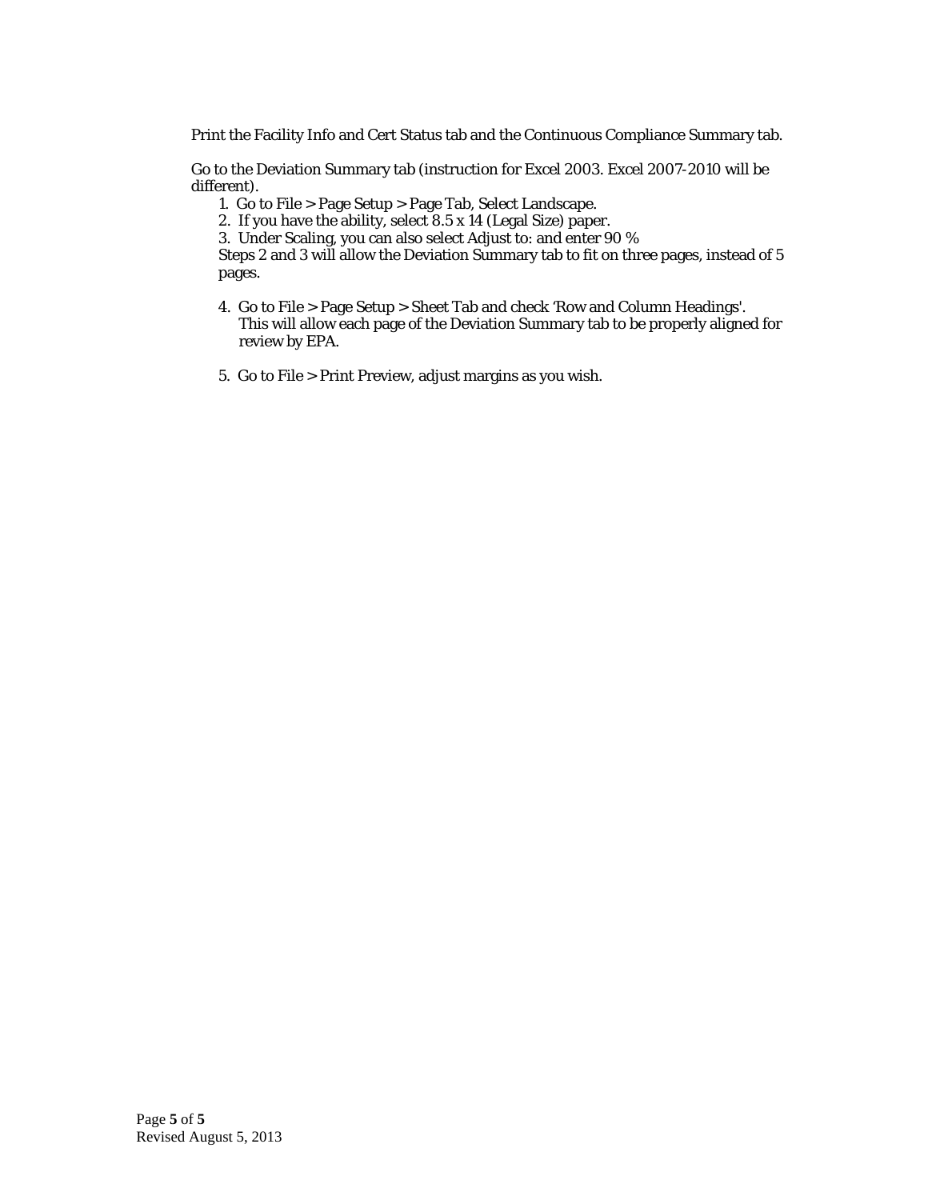Print the Facility Info and Cert Status tab and the Continuous Compliance Summary tab.

Go to the Deviation Summary tab (instruction for Excel 2003. Excel 2007-2010 will be different).

1. Go to File > Page Setup > Page Tab, Select Landscape.
2. If you have the ability, select 8.5 x 14 (Legal Size) paper.
3. Under Scaling, you can also select Adjust to: and enter 90 %

   Steps 2 and 3 will allow the Deviation Summary tab to fit on three pages, instead of 5 pages.

4. Go to File > Page Setup > Sheet Tab and check 'Row and Column Headings'. This will allow each page of the Deviation Summary tab to be properly aligned for review by EPA.

5. Go to File > Print Preview, adjust margins as you wish.

Revised August 5, 2013